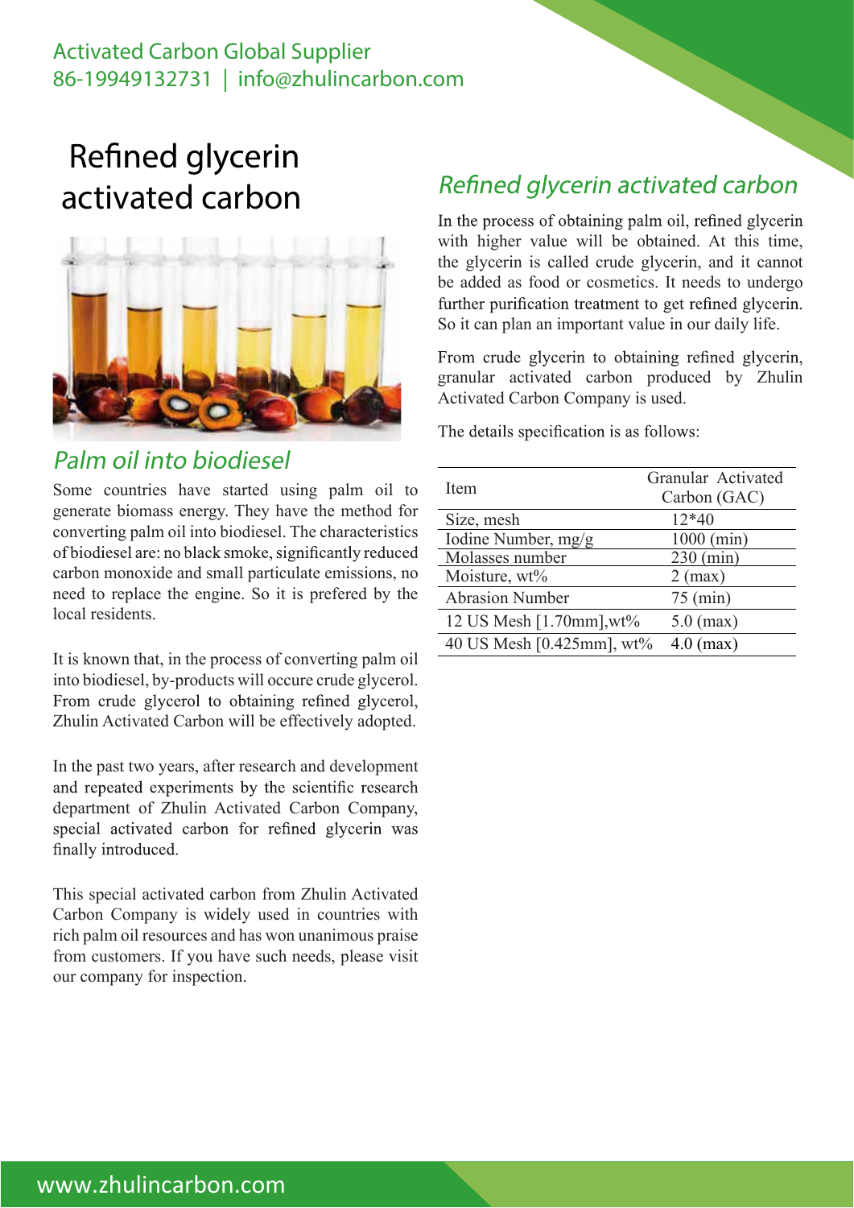Activated Carbon Global Supplier
86-19949132731 | info@zhulincarbon.com

# Refined glycerin activated carbon

## Palm oil into biodiesel

Some countries have started using palm oil to generate biomass energy. They have the method for converting palm oil into biodiesel. The characteristics of biodiesel are: no black smoke, significantly reduced carbon monoxide and small particulate emissions, no need to replace the engine. So it is prefered by the local residents.

It is known that, in the process of converting palm oil into biodiesel, by-products will occure crude glycerol. From crude glycerol to obtaining refined glycerol, Zhulin Activated Carbon will be effectively adopted.

In the past two years, after research and development and repeated experiments by the scientific research department of Zhulin Activated Carbon Company, special activated carbon for refined glycerin was finally introduced.

This special activated carbon from Zhulin Activated Carbon Company is widely used in countries with rich palm oil resources and has won unanimous praise from customers. If you have such needs, please visit our company for inspection.

## Refined glycerin activated carbon

In the process of obtaining palm oil, refined glycerin with higher value will be obtained. At this time, the glycerin is called crude glycerin, and it cannot be added as food or cosmetics. It needs to undergo further purification treatment to get refined glycerin. So it can plan an important value in our daily life.

From crude glycerin to obtaining refined glycerin, granular activated carbon produced by Zhulin Activated Carbon Company is used.

The details specification is as follows:

| Item | Granular Activated Carbon (GAC) |
|---|---|
| Size, mesh | 12*40 |
| Iodine Number, mg/g | 1000 (min) |
| Molasses number | 230 (min) |
| Moisture, wt% | 2 (max) |
| Abrasion Number | 75 (min) |
| 12 US Mesh [1.70mm],wt% | 5.0 (max) |
| 40 US Mesh [0.425mm], wt% | 4.0 (max) |

www.zhulincarbon.com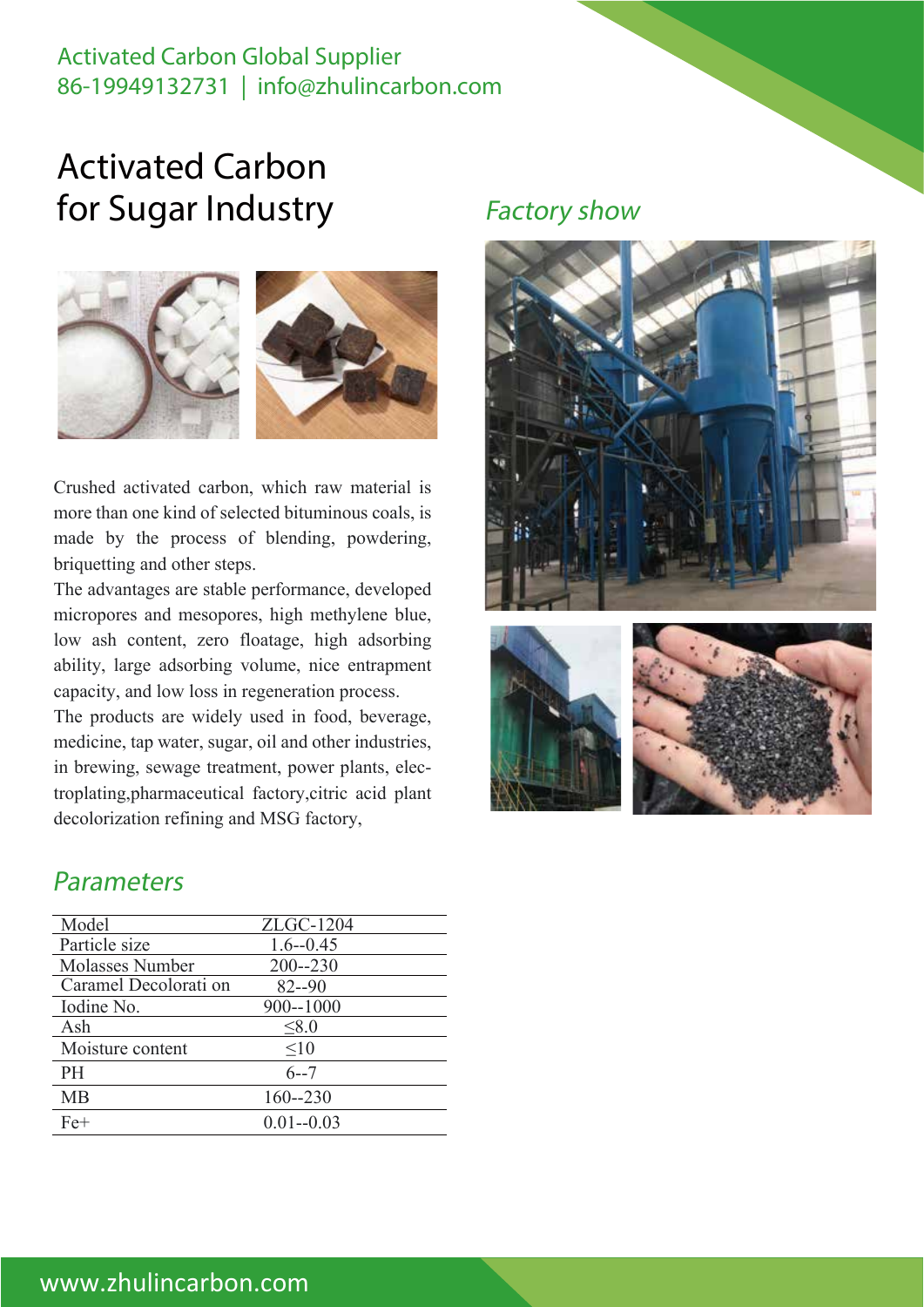Activated Carbon Global Supplier
86-19949132731 | info@zhulincarbon.com

# Activated Carbon for Sugar Industry

Crushed activated carbon, which raw material is more than one kind of selected bituminous coals, is made by the process of blending, powdering, briquetting and other steps.

The advantages are stable performance, developed micropores and mesopores, high methylene blue, low ash content, zero floatage, high adsorbing ability, large adsorbing volume, nice entrapment capacity, and low loss in regeneration process.

The products are widely used in food, beverage, medicine, tap water, sugar, oil and other industries, in brewing, sewage treatment, power plants, electroplating,pharmaceutical factory,citric acid plant decolorization refining and MSG factory,

## *Factory show*

## *Parameters*

| | |
|---|---|
| Model | ZLGC-1204 |
| Particle size | 1.6--0.45 |
| Molasses Number | 200--230 |
| Caramel Decolorati on | 82--90 |
| Iodine No. | 900--1000 |
| Ash | ≤8.0 |
| Moisture content | ≤10 |
| PH | 6--7 |
| MB | 160--230 |
| Fe+ | 0.01--0.03 |

www.zhulincarbon.com